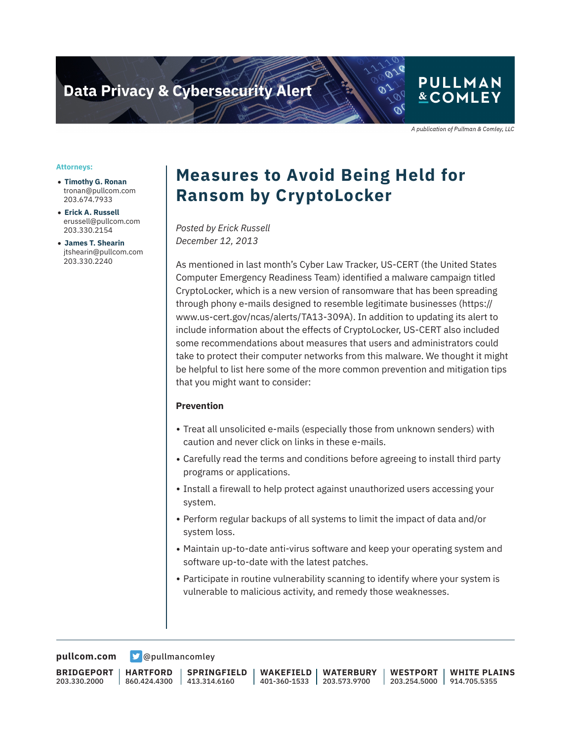Data Privacy & Cybersecurity Alert

PULLMAN & COMLEY

*A publication of Pullman & Comley, LLC*

**Attorneys:**

- **Timothy G. Ronan**
  tronan@pullcom.com
  203.674.7933
- **Erick A. Russell**
  erussell@pullcom.com
  203.330.2154
- **James T. Shearin**
  jtshearin@pullcom.com
  203.330.2240

# Measures to Avoid Being Held for Ransom by CryptoLocker

*Posted by Erick Russell*
*December 12, 2013*

As mentioned in last month's Cyber Law Tracker, US-CERT (the United States Computer Emergency Readiness Team) identified a malware campaign titled CryptoLocker, which is a new version of ransomware that has been spreading through phony e-mails designed to resemble legitimate businesses (https://www.us-cert.gov/ncas/alerts/TA13-309A). In addition to updating its alert to include information about the effects of CryptoLocker, US-CERT also included some recommendations about measures that users and administrators could take to protect their computer networks from this malware. We thought it might be helpful to list here some of the more common prevention and mitigation tips that you might want to consider:

**Prevention**

- Treat all unsolicited e-mails (especially those from unknown senders) with caution and never click on links in these e-mails.
- Carefully read the terms and conditions before agreeing to install third party programs or applications.
- Install a firewall to help protect against unauthorized users accessing your system.
- Perform regular backups of all systems to limit the impact of data and/or system loss.
- Maintain up-to-date anti-virus software and keep your operating system and software up-to-date with the latest patches.
- Participate in routine vulnerability scanning to identify where your system is vulnerable to malicious activity, and remedy those weaknesses.

**pullcom.com** @pullmancomley

| BRIDGEPORT | HARTFORD | SPRINGFIELD | WAKEFIELD | WATERBURY | WESTPORT | WHITE PLAINS |
|---|---|---|---|---|---|---|
| 203.330.2000 | 860.424.4300 | 413.314.6160 | 401-360-1533 | 203.573.9700 | 203.254.5000 | 914.705.5355 |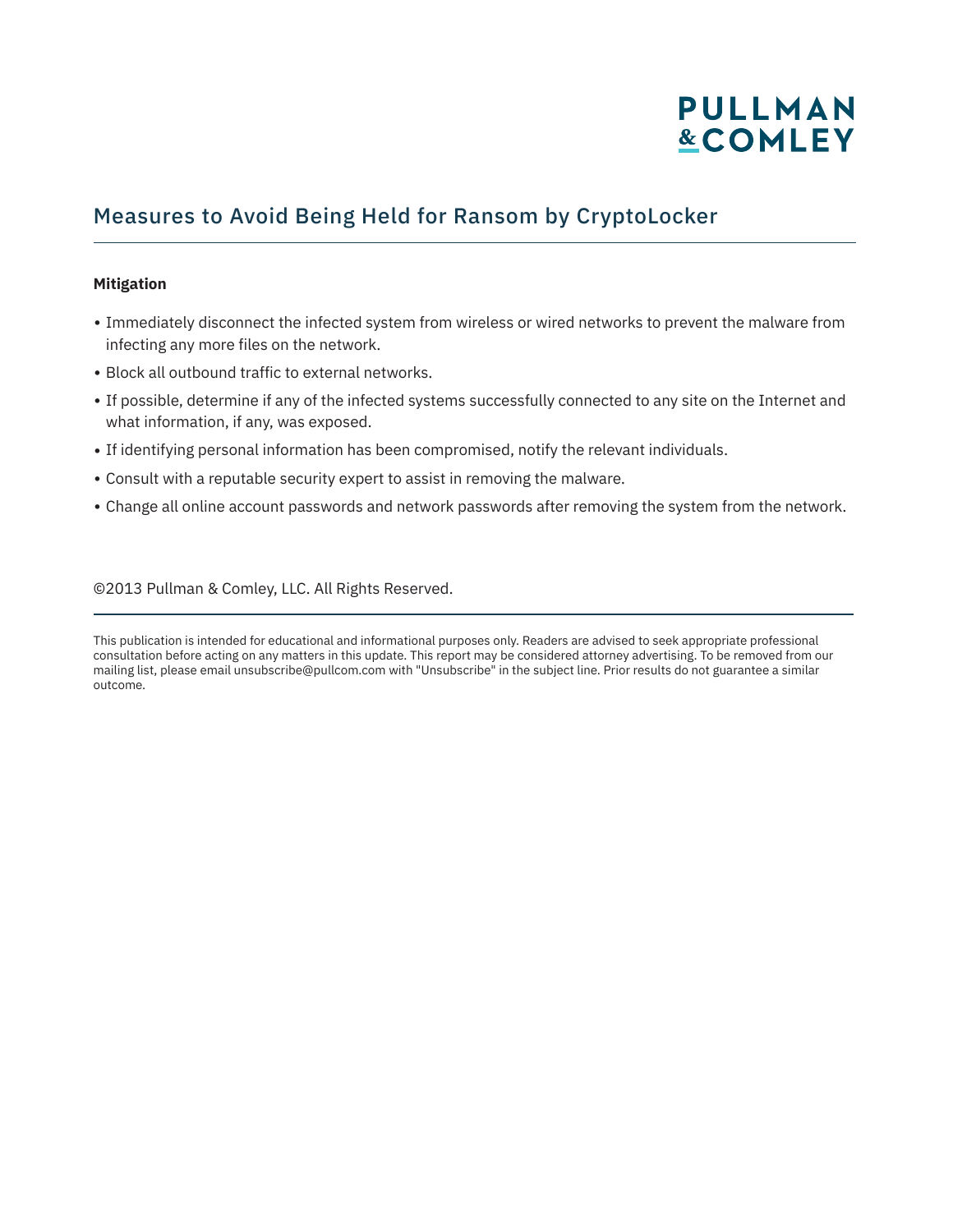# Measures to Avoid Being Held for Ransom by CryptoLocker

**Mitigation**

- Immediately disconnect the infected system from wireless or wired networks to prevent the malware from infecting any more files on the network.
- Block all outbound traffic to external networks.
- If possible, determine if any of the infected systems successfully connected to any site on the Internet and what information, if any, was exposed.
- If identifying personal information has been compromised, notify the relevant individuals.
- Consult with a reputable security expert to assist in removing the malware.
- Change all online account passwords and network passwords after removing the system from the network.

©2013 Pullman & Comley, LLC. All Rights Reserved.

---

This publication is intended for educational and informational purposes only. Readers are advised to seek appropriate professional consultation before acting on any matters in this update. This report may be considered attorney advertising. To be removed from our mailing list, please email unsubscribe@pullcom.com with "Unsubscribe" in the subject line. Prior results do not guarantee a similar outcome.